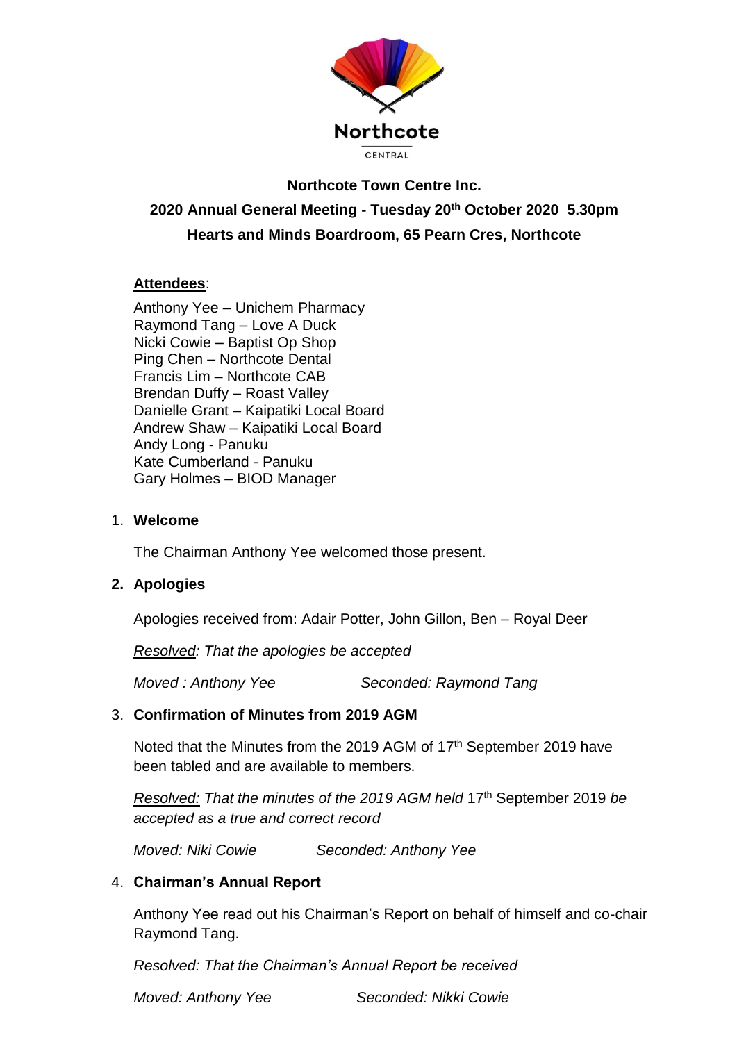Northcote

CENTRAL

**Northcote Town Centre Inc.**

**2020 Annual General Meeting - Tuesday 20th October 2020 5.30pm**

**Hearts and Minds Boardroom, 65 Pearn Cres, Northcote**

**Attendees**:

Anthony Yee – Unichem Pharmacy
Raymond Tang – Love A Duck
Nicki Cowie – Baptist Op Shop
Ping Chen – Northcote Dental
Francis Lim – Northcote CAB
Brendan Duffy – Roast Valley
Danielle Grant – Kaipatiki Local Board
Andrew Shaw – Kaipatiki Local Board
Andy Long - Panuku
Kate Cumberland - Panuku
Gary Holmes – BIOD Manager

1. **Welcome**

   The Chairman Anthony Yee welcomed those present.

2. **Apologies**

   Apologies received from: Adair Potter, John Gillon, Ben – Royal Deer

   *Resolved: That the apologies be accepted*

   *Moved : Anthony Yee* *Seconded: Raymond Tang*

3. **Confirmation of Minutes from 2019 AGM**

   Noted that the Minutes from the 2019 AGM of 17th September 2019 have been tabled and are available to members.

   *Resolved: That the minutes of the 2019 AGM held* 17th September 2019 *be accepted as a true and correct record*

   *Moved: Niki Cowie* *Seconded: Anthony Yee*

4. **Chairman's Annual Report**

   Anthony Yee read out his Chairman's Report on behalf of himself and co-chair Raymond Tang.

   *Resolved: That the Chairman's Annual Report be received*

   *Moved: Anthony Yee* *Seconded: Nikki Cowie*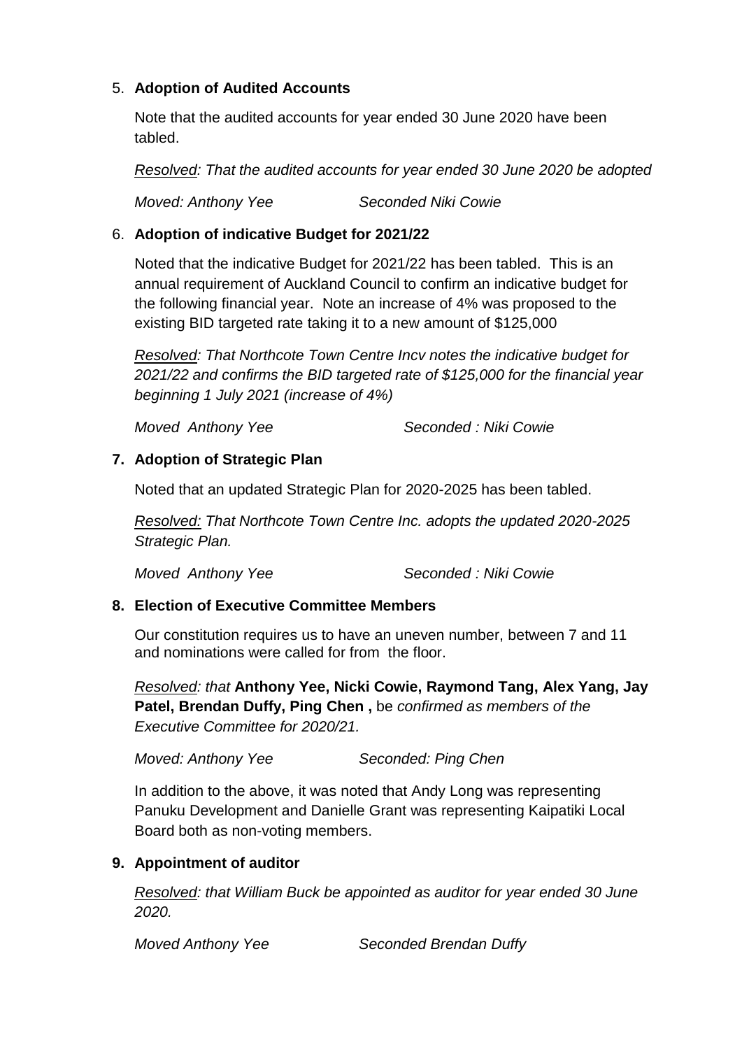5. **Adoption of Audited Accounts**

   Note that the audited accounts for year ended 30 June 2020 have been tabled.

   *<u>Resolved</u>: That the audited accounts for year ended 30 June 2020 be adopted*

   *Moved: Anthony Yee                Seconded Niki Cowie*

6. **Adoption of indicative Budget for 2021/22**

   Noted that the indicative Budget for 2021/22 has been tabled. This is an annual requirement of Auckland Council to confirm an indicative budget for the following financial year. Note an increase of 4% was proposed to the existing BID targeted rate taking it to a new amount of $125,000

   *<u>Resolved</u>: That Northcote Town Centre Incv notes the indicative budget for 2021/22 and confirms the BID targeted rate of $125,000 for the financial year beginning 1 July 2021 (increase of 4%)*

   *Moved  Anthony Yee                Seconded : Niki Cowie*

7. **Adoption of Strategic Plan**

   Noted that an updated Strategic Plan for 2020-2025 has been tabled.

   *<u>Resolved:</u> That Northcote Town Centre Inc. adopts the updated 2020-2025 Strategic Plan.*

   *Moved  Anthony Yee                Seconded : Niki Cowie*

8. **Election of Executive Committee Members**

   Our constitution requires us to have an uneven number, between 7 and 11 and nominations were called for from the floor.

   *<u>Resolved</u>: that* **Anthony Yee, Nicki Cowie, Raymond Tang, Alex Yang, Jay Patel, Brendan Duffy, Ping Chen ,** be *confirmed as members of the Executive Committee for 2020/21.*

   *Moved: Anthony Yee                Seconded: Ping Chen*

   In addition to the above, it was noted that Andy Long was representing Panuku Development and Danielle Grant was representing Kaipatiki Local Board both as non-voting members.

9. **Appointment of auditor**

   *<u>Resolved</u>: that William Buck be appointed as auditor for year ended 30 June 2020.*

   *Moved Anthony Yee                Seconded Brendan Duffy*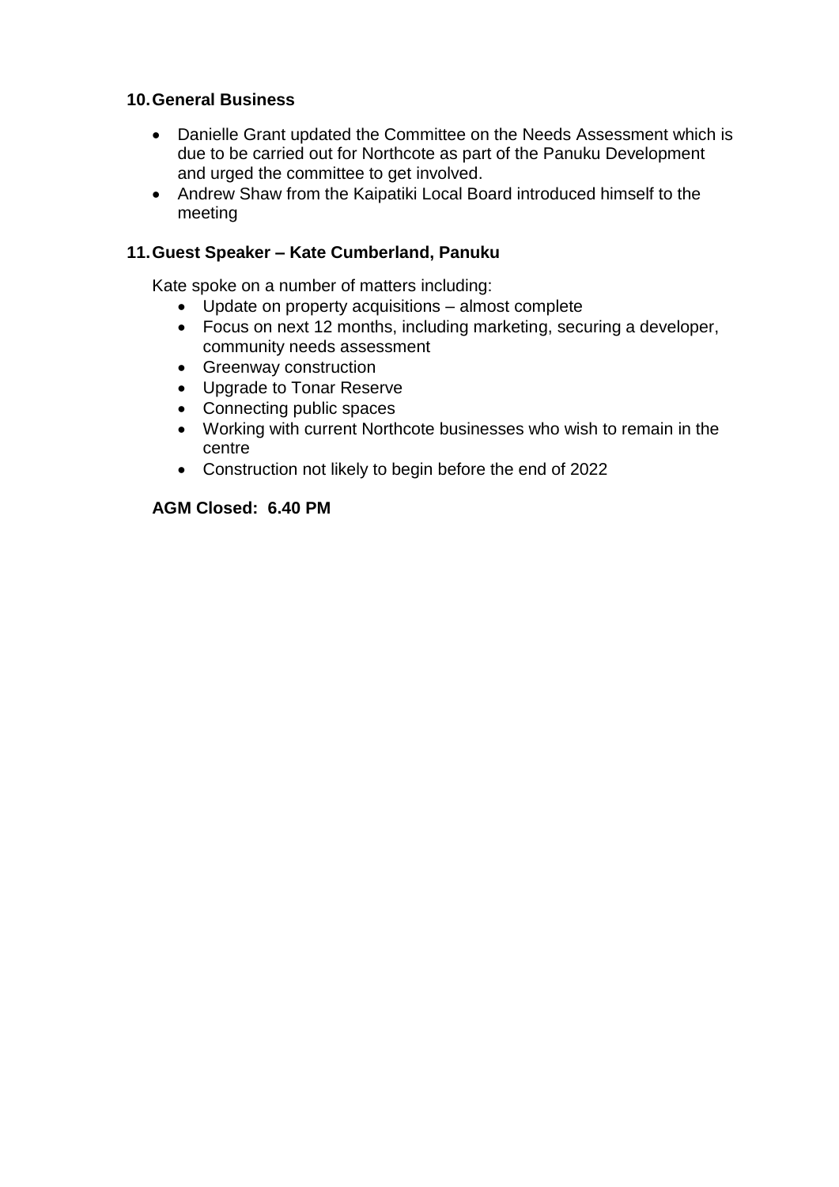## 10. General Business

- Danielle Grant updated the Committee on the Needs Assessment which is due to be carried out for Northcote as part of the Panuku Development and urged the committee to get involved.
- Andrew Shaw from the Kaipatiki Local Board introduced himself to the meeting

## 11. Guest Speaker – Kate Cumberland, Panuku

Kate spoke on a number of matters including:

- Update on property acquisitions – almost complete
- Focus on next 12 months, including marketing, securing a developer, community needs assessment
- Greenway construction
- Upgrade to Tonar Reserve
- Connecting public spaces
- Working with current Northcote businesses who wish to remain in the centre
- Construction not likely to begin before the end of 2022

**AGM Closed: 6.40 PM**